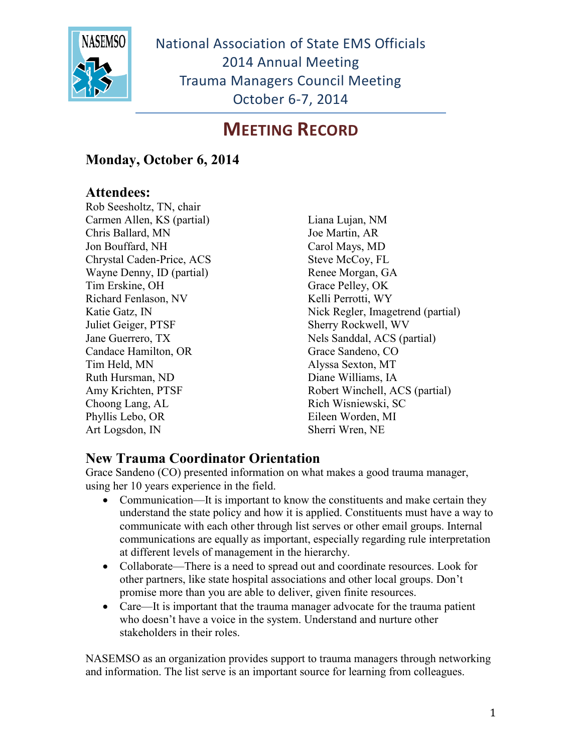# National Association of State EMS Officials
## 2014 Annual Meeting
## Trauma Managers Council Meeting
## October 6-7, 2014

# MEETING RECORD

## Monday, October 6, 2014

### Attendees:

Rob Seesholtz, TN, chair
Carmen Allen, KS (partial)
Chris Ballard, MN
Jon Bouffard, NH
Chrystal Caden-Price, ACS
Wayne Denny, ID (partial)
Tim Erskine, OH
Richard Fenlason, NV
Katie Gatz, IN
Juliet Geiger, PTSF
Jane Guerrero, TX
Candace Hamilton, OR
Tim Held, MN
Ruth Hursman, ND
Amy Krichten, PTSF
Choong Lang, AL
Phyllis Lebo, OR
Art Logsdon, IN
Liana Lujan, NM
Joe Martin, AR
Carol Mays, MD
Steve McCoy, FL
Renee Morgan, GA
Grace Pelley, OK
Kelli Perrotti, WY
Nick Regler, Imagetrend (partial)
Sherry Rockwell, WV
Nels Sanddal, ACS (partial)
Grace Sandeno, CO
Alyssa Sexton, MT
Diane Williams, IA
Robert Winchell, ACS (partial)
Rich Wisniewski, SC
Eileen Worden, MI
Sherri Wren, NE

### New Trauma Coordinator Orientation

Grace Sandeno (CO) presented information on what makes a good trauma manager, using her 10 years experience in the field.

- Communication—It is important to know the constituents and make certain they understand the state policy and how it is applied. Constituents must have a way to communicate with each other through list serves or other email groups. Internal communications are equally as important, especially regarding rule interpretation at different levels of management in the hierarchy.
- Collaborate—There is a need to spread out and coordinate resources. Look for other partners, like state hospital associations and other local groups. Don't promise more than you are able to deliver, given finite resources.
- Care—It is important that the trauma manager advocate for the trauma patient who doesn't have a voice in the system. Understand and nurture other stakeholders in their roles.

NASEMSO as an organization provides support to trauma managers through networking and information. The list serve is an important source for learning from colleagues.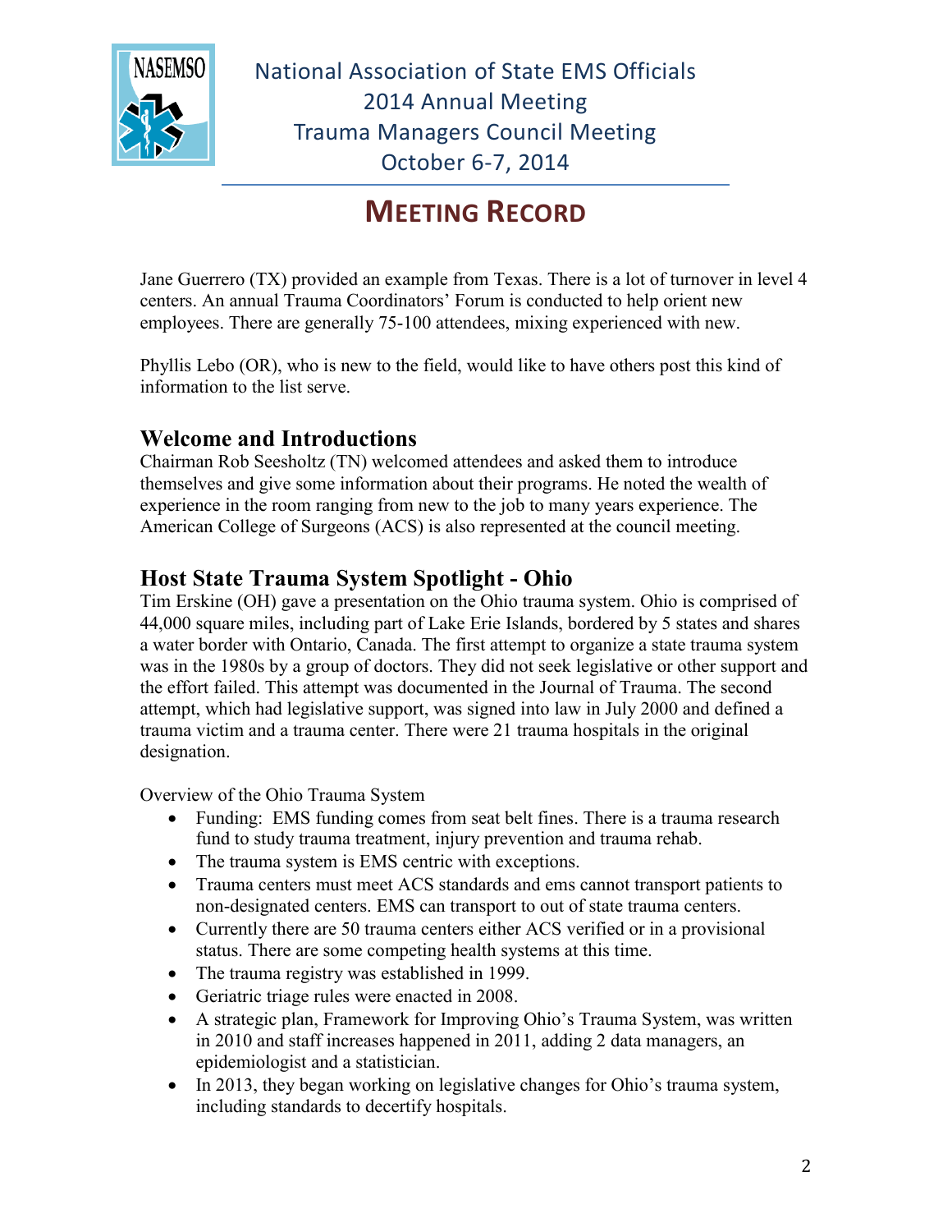Jane Guerrero (TX) provided an example from Texas. There is a lot of turnover in level 4 centers. An annual Trauma Coordinators' Forum is conducted to help orient new employees. There are generally 75-100 attendees, mixing experienced with new.

Phyllis Lebo (OR), who is new to the field, would like to have others post this kind of information to the list serve.

## Welcome and Introductions

Chairman Rob Seesholtz (TN) welcomed attendees and asked them to introduce themselves and give some information about their programs. He noted the wealth of experience in the room ranging from new to the job to many years experience. The American College of Surgeons (ACS) is also represented at the council meeting.

## Host State Trauma System Spotlight - Ohio

Tim Erskine (OH) gave a presentation on the Ohio trauma system. Ohio is comprised of 44,000 square miles, including part of Lake Erie Islands, bordered by 5 states and shares a water border with Ontario, Canada. The first attempt to organize a state trauma system was in the 1980s by a group of doctors. They did not seek legislative or other support and the effort failed. This attempt was documented in the Journal of Trauma. The second attempt, which had legislative support, was signed into law in July 2000 and defined a trauma victim and a trauma center. There were 21 trauma hospitals in the original designation.

Overview of the Ohio Trauma System

- Funding: EMS funding comes from seat belt fines. There is a trauma research fund to study trauma treatment, injury prevention and trauma rehab.
- The trauma system is EMS centric with exceptions.
- Trauma centers must meet ACS standards and ems cannot transport patients to non-designated centers. EMS can transport to out of state trauma centers.
- Currently there are 50 trauma centers either ACS verified or in a provisional status. There are some competing health systems at this time.
- The trauma registry was established in 1999.
- Geriatric triage rules were enacted in 2008.
- A strategic plan, Framework for Improving Ohio's Trauma System, was written in 2010 and staff increases happened in 2011, adding 2 data managers, an epidemiologist and a statistician.
- In 2013, they began working on legislative changes for Ohio's trauma system, including standards to decertify hospitals.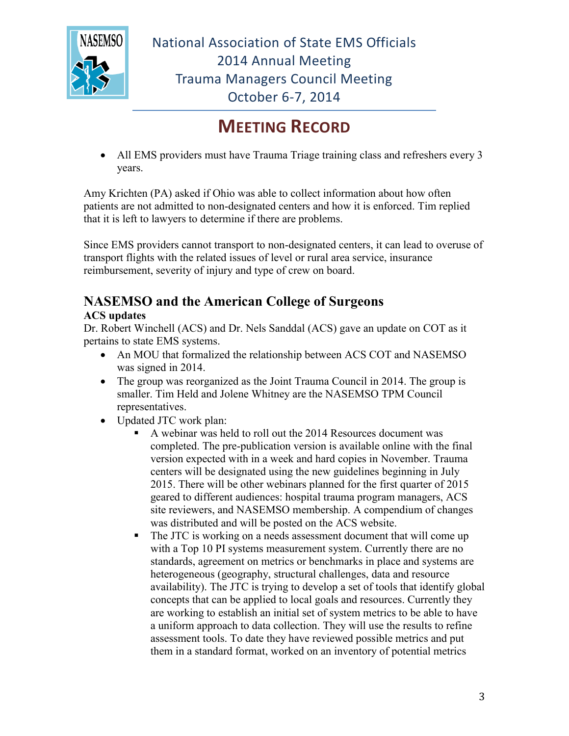- All EMS providers must have Trauma Triage training class and refreshers every 3 years.

Amy Krichten (PA) asked if Ohio was able to collect information about how often patients are not admitted to non-designated centers and how it is enforced. Tim replied that it is left to lawyers to determine if there are problems.

Since EMS providers cannot transport to non-designated centers, it can lead to overuse of transport flights with the related issues of level or rural area service, insurance reimbursement, severity of injury and type of crew on board.

## NASEMSO and the American College of Surgeons

**ACS updates**

Dr. Robert Winchell (ACS) and Dr. Nels Sanddal (ACS) gave an update on COT as it pertains to state EMS systems.

- An MOU that formalized the relationship between ACS COT and NASEMSO was signed in 2014.
- The group was reorganized as the Joint Trauma Council in 2014. The group is smaller. Tim Held and Jolene Whitney are the NASEMSO TPM Council representatives.
- Updated JTC work plan:
  - A webinar was held to roll out the 2014 Resources document was completed. The pre-publication version is available online with the final version expected with in a week and hard copies in November. Trauma centers will be designated using the new guidelines beginning in July 2015. There will be other webinars planned for the first quarter of 2015 geared to different audiences: hospital trauma program managers, ACS site reviewers, and NASEMSO membership. A compendium of changes was distributed and will be posted on the ACS website.
  - The JTC is working on a needs assessment document that will come up with a Top 10 PI systems measurement system. Currently there are no standards, agreement on metrics or benchmarks in place and systems are heterogeneous (geography, structural challenges, data and resource availability). The JTC is trying to develop a set of tools that identify global concepts that can be applied to local goals and resources. Currently they are working to establish an initial set of system metrics to be able to have a uniform approach to data collection. They will use the results to refine assessment tools. To date they have reviewed possible metrics and put them in a standard format, worked on an inventory of potential metrics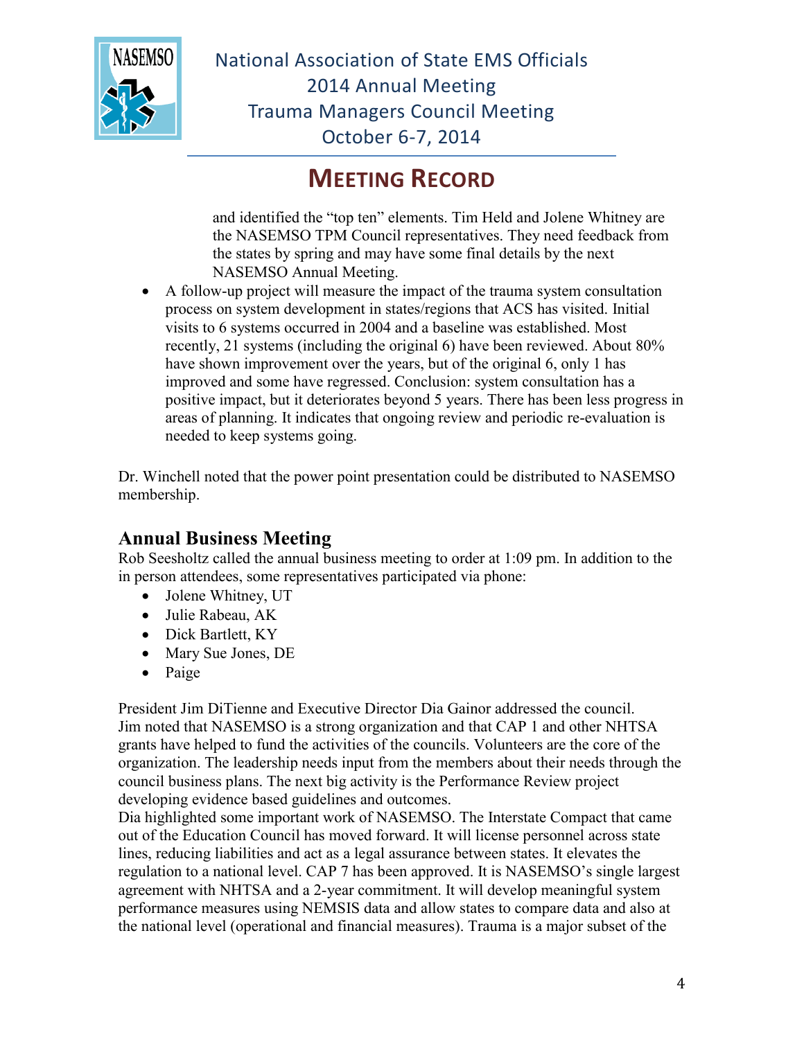and identified the "top ten" elements. Tim Held and Jolene Whitney are the NASEMSO TPM Council representatives. They need feedback from the states by spring and may have some final details by the next NASEMSO Annual Meeting.

- A follow-up project will measure the impact of the trauma system consultation process on system development in states/regions that ACS has visited. Initial visits to 6 systems occurred in 2004 and a baseline was established. Most recently, 21 systems (including the original 6) have been reviewed. About 80% have shown improvement over the years, but of the original 6, only 1 has improved and some have regressed. Conclusion: system consultation has a positive impact, but it deteriorates beyond 5 years. There has been less progress in areas of planning. It indicates that ongoing review and periodic re-evaluation is needed to keep systems going.

Dr. Winchell noted that the power point presentation could be distributed to NASEMSO membership.

## Annual Business Meeting

Rob Seesholtz called the annual business meeting to order at 1:09 pm. In addition to the in person attendees, some representatives participated via phone:

- Jolene Whitney, UT
- Julie Rabeau, AK
- Dick Bartlett, KY
- Mary Sue Jones, DE
- Paige

President Jim DiTienne and Executive Director Dia Gainor addressed the council. Jim noted that NASEMSO is a strong organization and that CAP 1 and other NHTSA grants have helped to fund the activities of the councils. Volunteers are the core of the organization. The leadership needs input from the members about their needs through the council business plans. The next big activity is the Performance Review project developing evidence based guidelines and outcomes.
Dia highlighted some important work of NASEMSO. The Interstate Compact that came out of the Education Council has moved forward. It will license personnel across state lines, reducing liabilities and act as a legal assurance between states. It elevates the regulation to a national level. CAP 7 has been approved. It is NASEMSO's single largest agreement with NHTSA and a 2-year commitment. It will develop meaningful system performance measures using NEMSIS data and allow states to compare data and also at the national level (operational and financial measures). Trauma is a major subset of the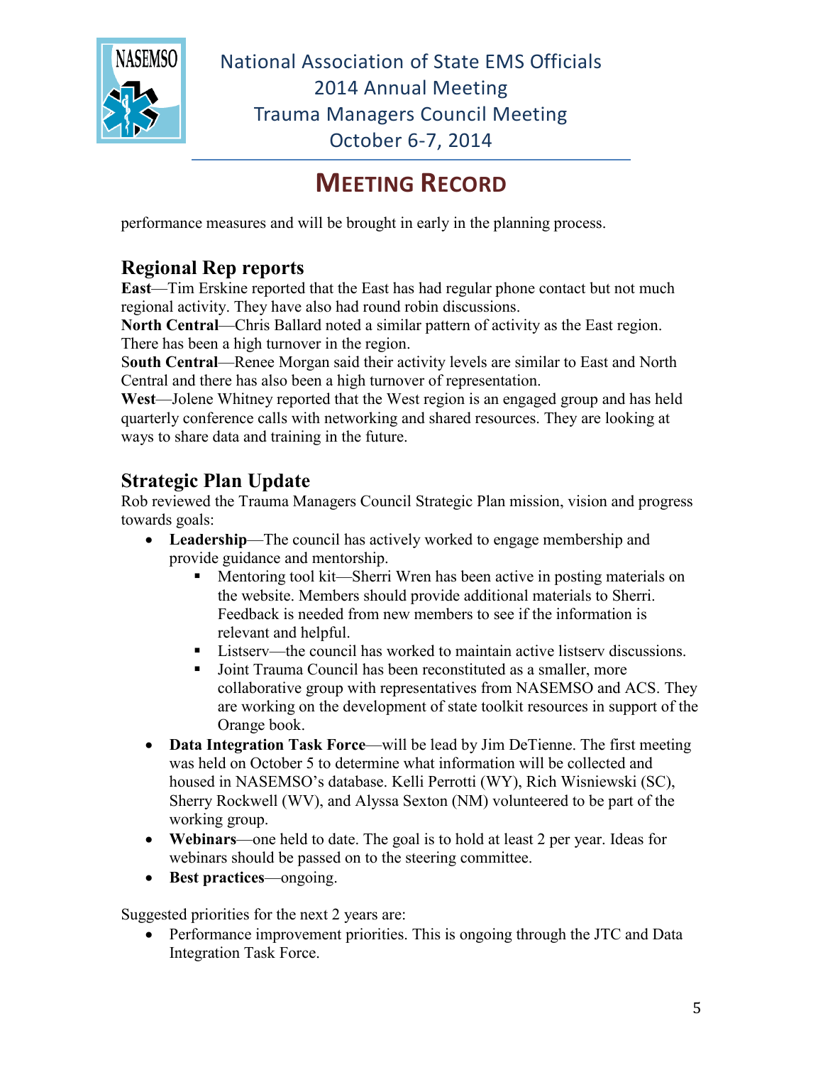performance measures and will be brought in early in the planning process.

## Regional Rep reports

**East**—Tim Erskine reported that the East has had regular phone contact but not much regional activity. They have also had round robin discussions.
**North Central**—Chris Ballard noted a similar pattern of activity as the East region. There has been a high turnover in the region.
**South Central**—Renee Morgan said their activity levels are similar to East and North Central and there has also been a high turnover of representation.
**West**—Jolene Whitney reported that the West region is an engaged group and has held quarterly conference calls with networking and shared resources. They are looking at ways to share data and training in the future.

## Strategic Plan Update

Rob reviewed the Trauma Managers Council Strategic Plan mission, vision and progress towards goals:

- **Leadership**—The council has actively worked to engage membership and provide guidance and mentorship.
  - Mentoring tool kit—Sherri Wren has been active in posting materials on the website. Members should provide additional materials to Sherri. Feedback is needed from new members to see if the information is relevant and helpful.
  - Listserv—the council has worked to maintain active listserv discussions.
  - Joint Trauma Council has been reconstituted as a smaller, more collaborative group with representatives from NASEMSO and ACS. They are working on the development of state toolkit resources in support of the Orange book.
- **Data Integration Task Force**—will be lead by Jim DeTienne. The first meeting was held on October 5 to determine what information will be collected and housed in NASEMSO's database. Kelli Perrotti (WY), Rich Wisniewski (SC), Sherry Rockwell (WV), and Alyssa Sexton (NM) volunteered to be part of the working group.
- **Webinars**—one held to date. The goal is to hold at least 2 per year. Ideas for webinars should be passed on to the steering committee.
- **Best practices**—ongoing.

Suggested priorities for the next 2 years are:

- Performance improvement priorities. This is ongoing through the JTC and Data Integration Task Force.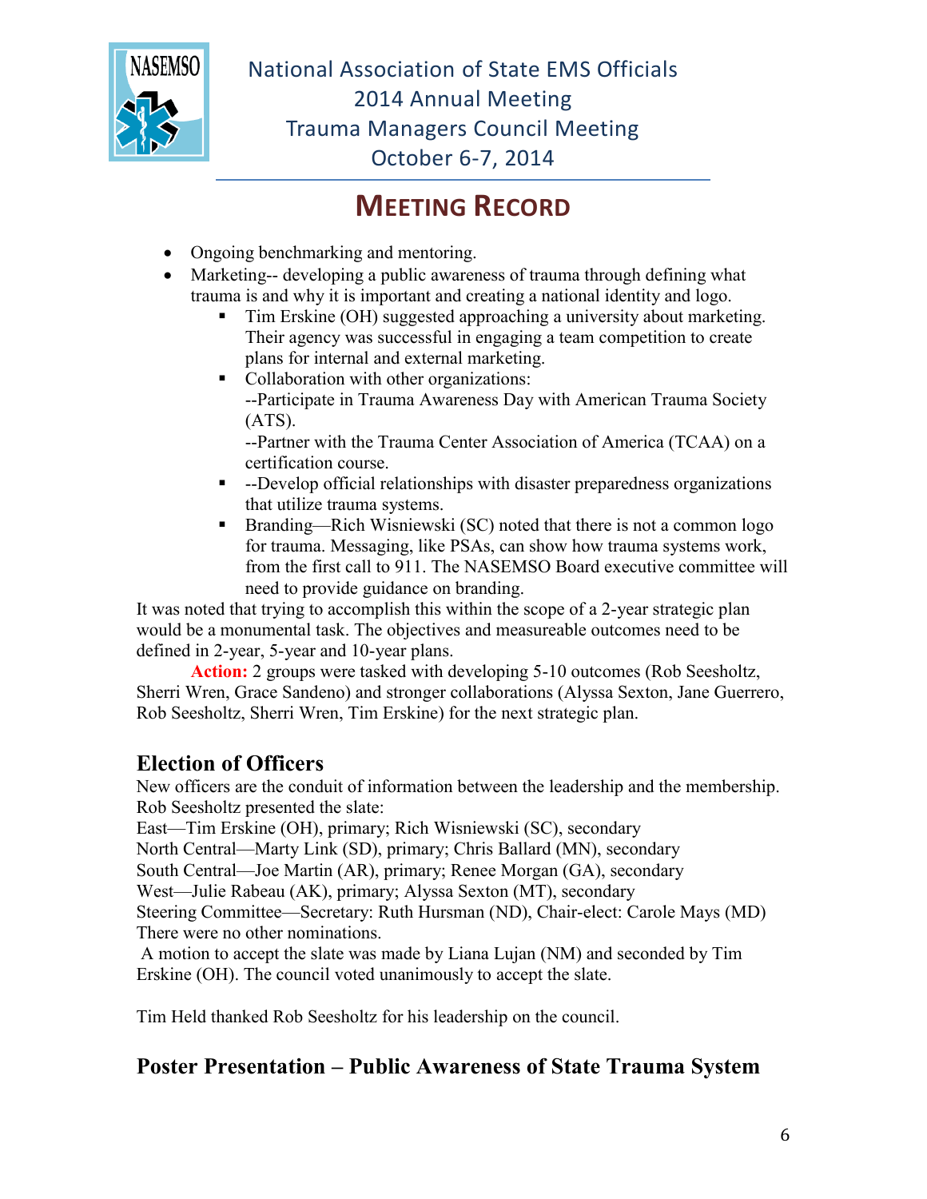- Ongoing benchmarking and mentoring.
- Marketing-- developing a public awareness of trauma through defining what trauma is and why it is important and creating a national identity and logo.
  - Tim Erskine (OH) suggested approaching a university about marketing. Their agency was successful in engaging a team competition to create plans for internal and external marketing.
  - Collaboration with other organizations:
    --Participate in Trauma Awareness Day with American Trauma Society (ATS).
    --Partner with the Trauma Center Association of America (TCAA) on a certification course.
  - --Develop official relationships with disaster preparedness organizations that utilize trauma systems.
  - Branding—Rich Wisniewski (SC) noted that there is not a common logo for trauma. Messaging, like PSAs, can show how trauma systems work, from the first call to 911. The NASEMSO Board executive committee will need to provide guidance on branding.

It was noted that trying to accomplish this within the scope of a 2-year strategic plan would be a monumental task. The objectives and measureable outcomes need to be defined in 2-year, 5-year and 10-year plans.

**Action:** 2 groups were tasked with developing 5-10 outcomes (Rob Seesholtz, Sherri Wren, Grace Sandeno) and stronger collaborations (Alyssa Sexton, Jane Guerrero, Rob Seesholtz, Sherri Wren, Tim Erskine) for the next strategic plan.

## Election of Officers

New officers are the conduit of information between the leadership and the membership. Rob Seesholtz presented the slate:
East—Tim Erskine (OH), primary; Rich Wisniewski (SC), secondary
North Central—Marty Link (SD), primary; Chris Ballard (MN), secondary
South Central—Joe Martin (AR), primary; Renee Morgan (GA), secondary
West—Julie Rabeau (AK), primary; Alyssa Sexton (MT), secondary
Steering Committee—Secretary: Ruth Hursman (ND), Chair-elect: Carole Mays (MD)
There were no other nominations.
A motion to accept the slate was made by Liana Lujan (NM) and seconded by Tim Erskine (OH). The council voted unanimously to accept the slate.

Tim Held thanked Rob Seesholtz for his leadership on the council.

## Poster Presentation – Public Awareness of State Trauma System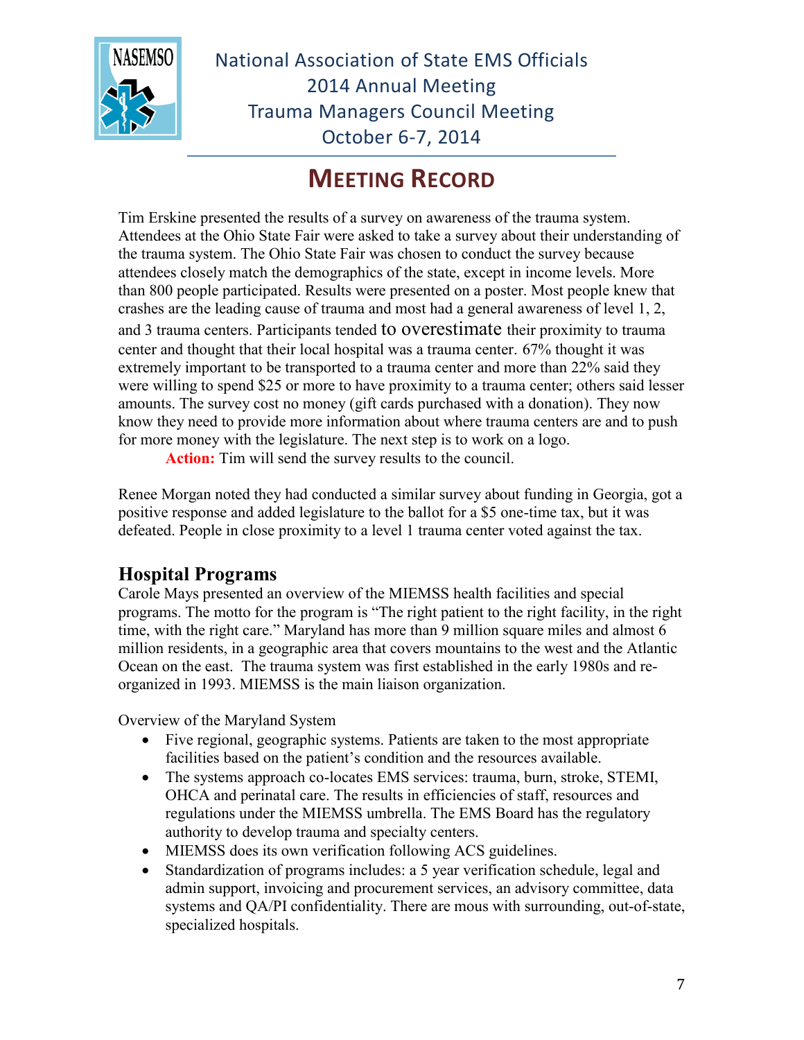Tim Erskine presented the results of a survey on awareness of the trauma system. Attendees at the Ohio State Fair were asked to take a survey about their understanding of the trauma system. The Ohio State Fair was chosen to conduct the survey because attendees closely match the demographics of the state, except in income levels. More than 800 people participated. Results were presented on a poster. Most people knew that crashes are the leading cause of trauma and most had a general awareness of level 1, 2, and 3 trauma centers. Participants tended to overestimate their proximity to trauma center and thought that their local hospital was a trauma center. 67% thought it was extremely important to be transported to a trauma center and more than 22% said they were willing to spend $25 or more to have proximity to a trauma center; others said lesser amounts. The survey cost no money (gift cards purchased with a donation). They now know they need to provide more information about where trauma centers are and to push for more money with the legislature. The next step is to work on a logo.

**Action:** Tim will send the survey results to the council.

Renee Morgan noted they had conducted a similar survey about funding in Georgia, got a positive response and added legislature to the ballot for a $5 one-time tax, but it was defeated. People in close proximity to a level 1 trauma center voted against the tax.

## Hospital Programs

Carole Mays presented an overview of the MIEMSS health facilities and special programs. The motto for the program is "The right patient to the right facility, in the right time, with the right care." Maryland has more than 9 million square miles and almost 6 million residents, in a geographic area that covers mountains to the west and the Atlantic Ocean on the east. The trauma system was first established in the early 1980s and re-organized in 1993. MIEMSS is the main liaison organization.

Overview of the Maryland System

- Five regional, geographic systems. Patients are taken to the most appropriate facilities based on the patient's condition and the resources available.
- The systems approach co-locates EMS services: trauma, burn, stroke, STEMI, OHCA and perinatal care. The results in efficiencies of staff, resources and regulations under the MIEMSS umbrella. The EMS Board has the regulatory authority to develop trauma and specialty centers.
- MIEMSS does its own verification following ACS guidelines.
- Standardization of programs includes: a 5 year verification schedule, legal and admin support, invoicing and procurement services, an advisory committee, data systems and QA/PI confidentiality. There are mous with surrounding, out-of-state, specialized hospitals.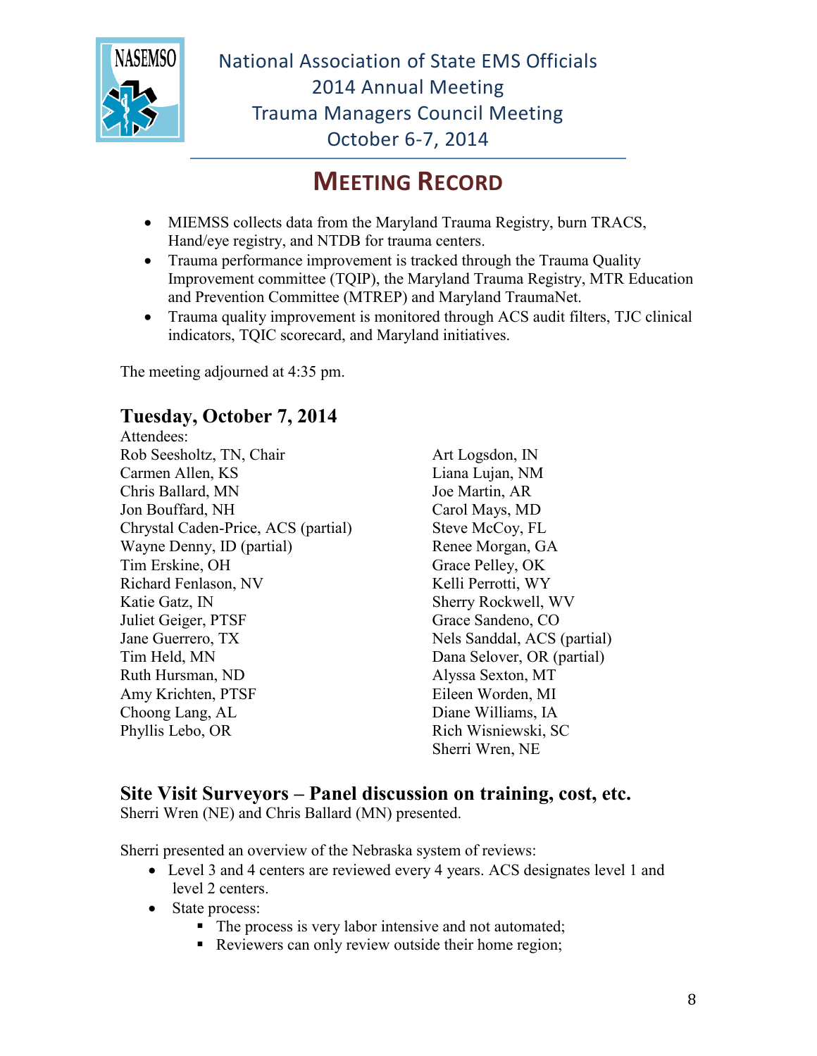- MIEMSS collects data from the Maryland Trauma Registry, burn TRACS, Hand/eye registry, and NTDB for trauma centers.
- Trauma performance improvement is tracked through the Trauma Quality Improvement committee (TQIP), the Maryland Trauma Registry, MTR Education and Prevention Committee (MTREP) and Maryland TraumaNet.
- Trauma quality improvement is monitored through ACS audit filters, TJC clinical indicators, TQIC scorecard, and Maryland initiatives.

The meeting adjourned at 4:35 pm.

## Tuesday, October 7, 2014

Attendees:

Rob Seesholtz, TN, Chair
Carmen Allen, KS
Chris Ballard, MN
Jon Bouffard, NH
Chrystal Caden-Price, ACS (partial)
Wayne Denny, ID (partial)
Tim Erskine, OH
Richard Fenlason, NV
Katie Gatz, IN
Juliet Geiger, PTSF
Jane Guerrero, TX
Tim Held, MN
Ruth Hursman, ND
Amy Krichten, PTSF
Choong Lang, AL
Phyllis Lebo, OR
Art Logsdon, IN
Liana Lujan, NM
Joe Martin, AR
Carol Mays, MD
Steve McCoy, FL
Renee Morgan, GA
Grace Pelley, OK
Kelli Perrotti, WY
Sherry Rockwell, WV
Grace Sandeno, CO
Nels Sanddal, ACS (partial)
Dana Selover, OR (partial)
Alyssa Sexton, MT
Eileen Worden, MI
Diane Williams, IA
Rich Wisniewski, SC
Sherri Wren, NE

## Site Visit Surveyors – Panel discussion on training, cost, etc.

Sherri Wren (NE) and Chris Ballard (MN) presented.

Sherri presented an overview of the Nebraska system of reviews:

- Level 3 and 4 centers are reviewed every 4 years. ACS designates level 1 and level 2 centers.
- State process:
  - The process is very labor intensive and not automated;
  - Reviewers can only review outside their home region;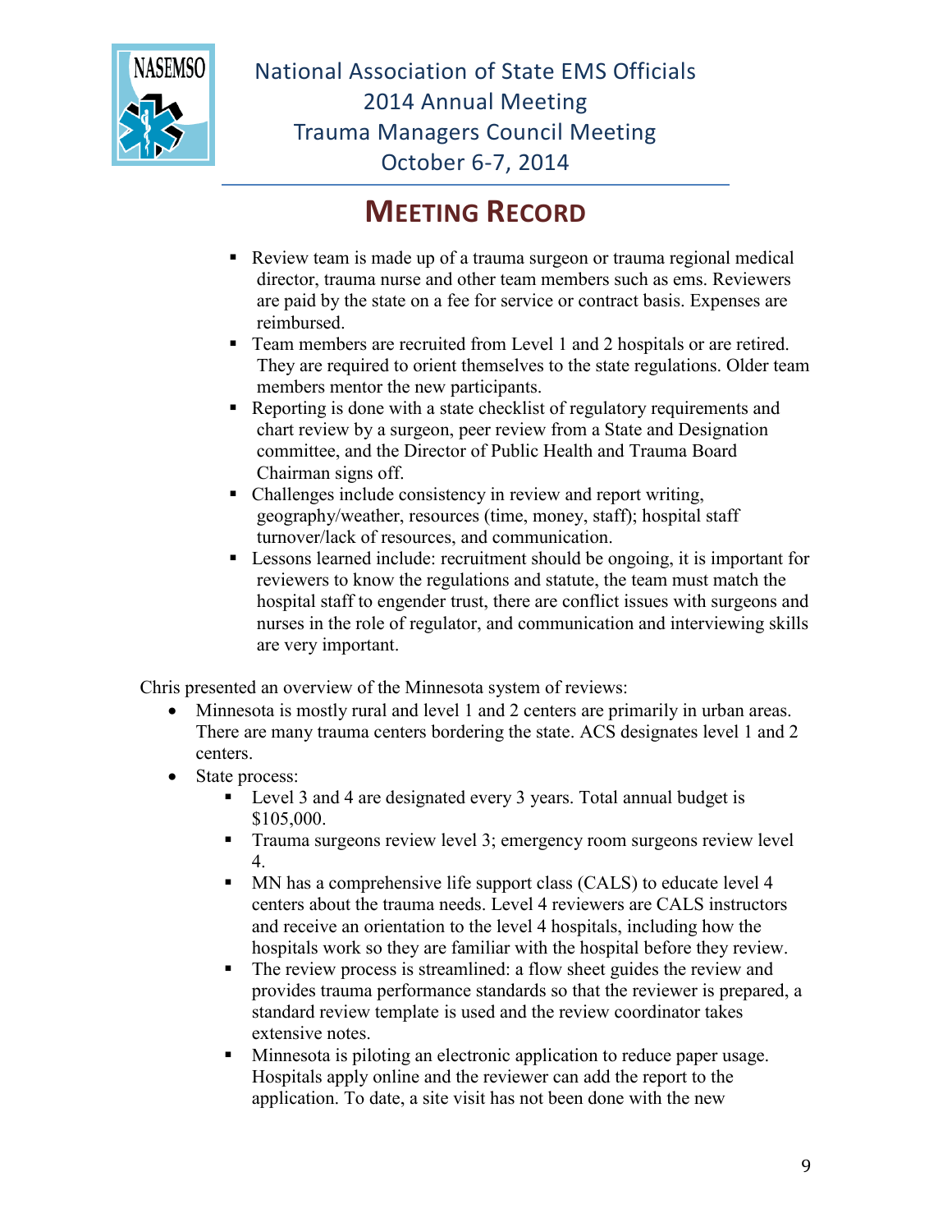- Review team is made up of a trauma surgeon or trauma regional medical director, trauma nurse and other team members such as ems. Reviewers are paid by the state on a fee for service or contract basis. Expenses are reimbursed.
- Team members are recruited from Level 1 and 2 hospitals or are retired. They are required to orient themselves to the state regulations. Older team members mentor the new participants.
- Reporting is done with a state checklist of regulatory requirements and chart review by a surgeon, peer review from a State and Designation committee, and the Director of Public Health and Trauma Board Chairman signs off.
- Challenges include consistency in review and report writing, geography/weather, resources (time, money, staff); hospital staff turnover/lack of resources, and communication.
- Lessons learned include: recruitment should be ongoing, it is important for reviewers to know the regulations and statute, the team must match the hospital staff to engender trust, there are conflict issues with surgeons and nurses in the role of regulator, and communication and interviewing skills are very important.

Chris presented an overview of the Minnesota system of reviews:

- Minnesota is mostly rural and level 1 and 2 centers are primarily in urban areas. There are many trauma centers bordering the state. ACS designates level 1 and 2 centers.
- State process:
  - Level 3 and 4 are designated every 3 years. Total annual budget is $105,000.
  - Trauma surgeons review level 3; emergency room surgeons review level 4.
  - MN has a comprehensive life support class (CALS) to educate level 4 centers about the trauma needs. Level 4 reviewers are CALS instructors and receive an orientation to the level 4 hospitals, including how the hospitals work so they are familiar with the hospital before they review.
  - The review process is streamlined: a flow sheet guides the review and provides trauma performance standards so that the reviewer is prepared, a standard review template is used and the review coordinator takes extensive notes.
  - Minnesota is piloting an electronic application to reduce paper usage. Hospitals apply online and the reviewer can add the report to the application. To date, a site visit has not been done with the new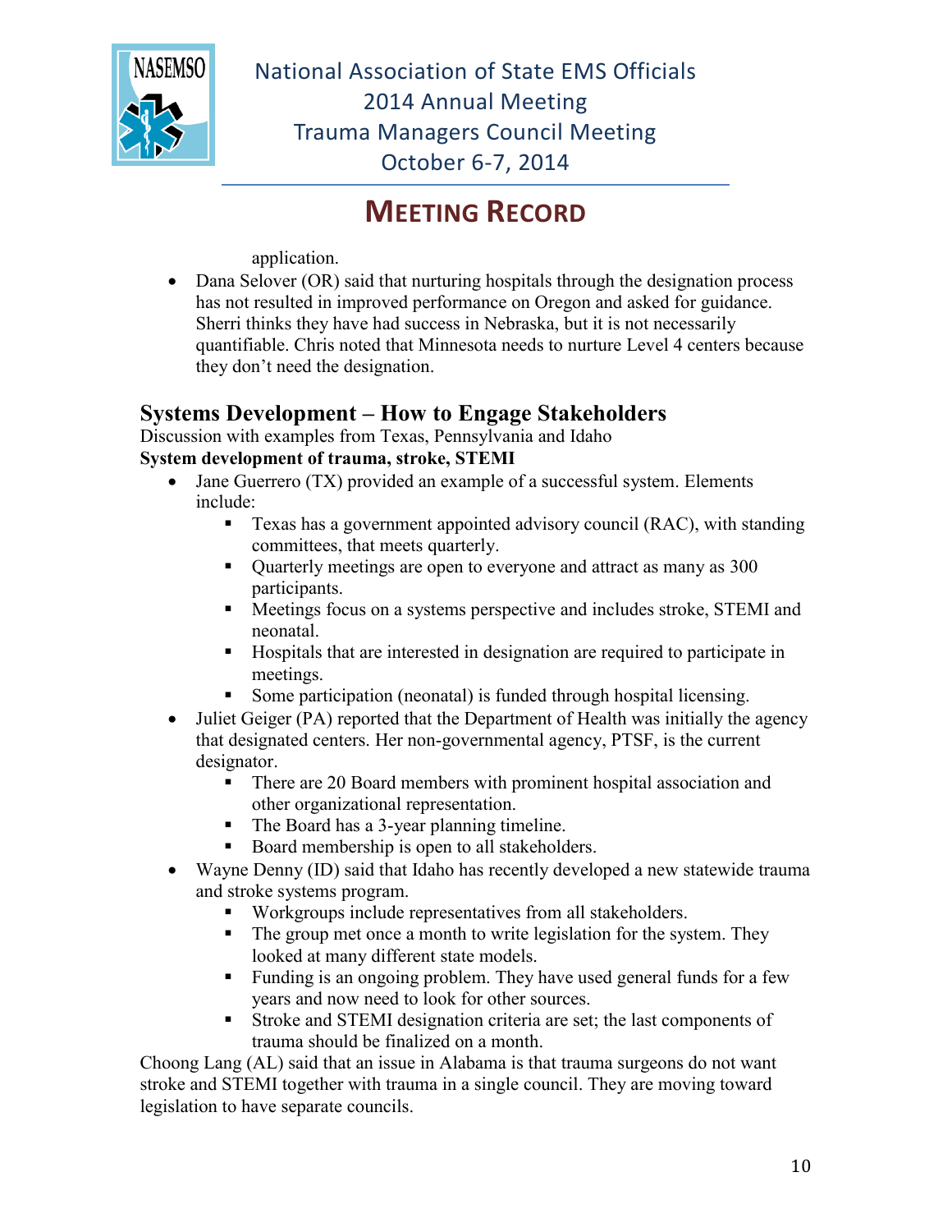application.

- Dana Selover (OR) said that nurturing hospitals through the designation process has not resulted in improved performance on Oregon and asked for guidance. Sherri thinks they have had success in Nebraska, but it is not necessarily quantifiable. Chris noted that Minnesota needs to nurture Level 4 centers because they don't need the designation.

## Systems Development – How to Engage Stakeholders

Discussion with examples from Texas, Pennsylvania and Idaho

**System development of trauma, stroke, STEMI**

- Jane Guerrero (TX) provided an example of a successful system. Elements include:
  - Texas has a government appointed advisory council (RAC), with standing committees, that meets quarterly.
  - Quarterly meetings are open to everyone and attract as many as 300 participants.
  - Meetings focus on a systems perspective and includes stroke, STEMI and neonatal.
  - Hospitals that are interested in designation are required to participate in meetings.
  - Some participation (neonatal) is funded through hospital licensing.
- Juliet Geiger (PA) reported that the Department of Health was initially the agency that designated centers. Her non-governmental agency, PTSF, is the current designator.
  - There are 20 Board members with prominent hospital association and other organizational representation.
  - The Board has a 3-year planning timeline.
  - Board membership is open to all stakeholders.
- Wayne Denny (ID) said that Idaho has recently developed a new statewide trauma and stroke systems program.
  - Workgroups include representatives from all stakeholders.
  - The group met once a month to write legislation for the system. They looked at many different state models.
  - Funding is an ongoing problem. They have used general funds for a few years and now need to look for other sources.
  - Stroke and STEMI designation criteria are set; the last components of trauma should be finalized on a month.

Choong Lang (AL) said that an issue in Alabama is that trauma surgeons do not want stroke and STEMI together with trauma in a single council. They are moving toward legislation to have separate councils.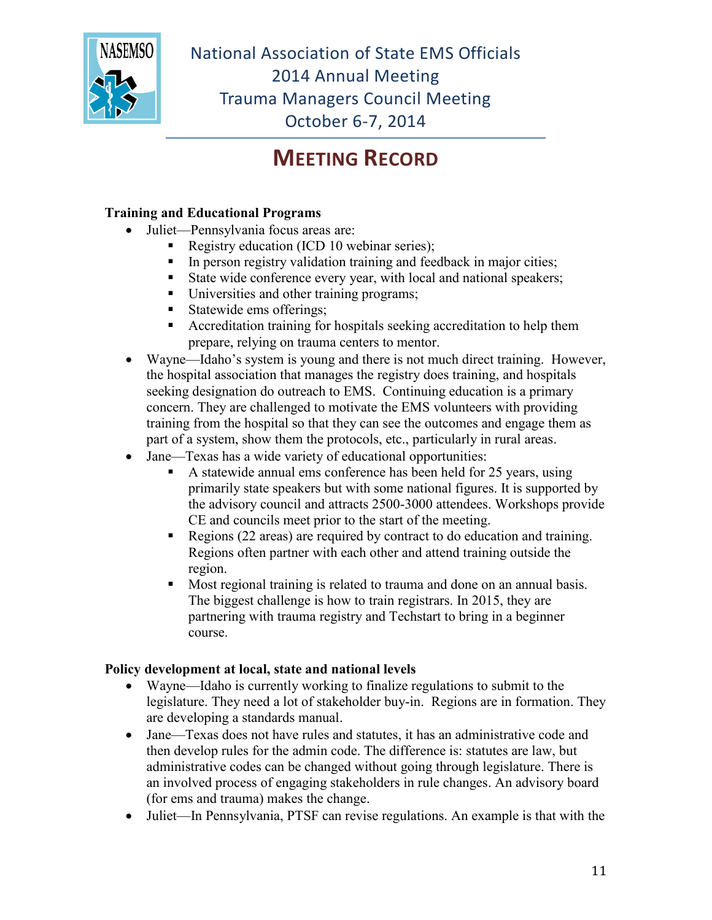## Training and Educational Programs

- Juliet—Pennsylvania focus areas are:
    - Registry education (ICD 10 webinar series);
    - In person registry validation training and feedback in major cities;
    - State wide conference every year, with local and national speakers;
    - Universities and other training programs;
    - Statewide ems offerings;
    - Accreditation training for hospitals seeking accreditation to help them prepare, relying on trauma centers to mentor.
- Wayne—Idaho's system is young and there is not much direct training. However, the hospital association that manages the registry does training, and hospitals seeking designation do outreach to EMS. Continuing education is a primary concern. They are challenged to motivate the EMS volunteers with providing training from the hospital so that they can see the outcomes and engage them as part of a system, show them the protocols, etc., particularly in rural areas.
- Jane—Texas has a wide variety of educational opportunities:
    - A statewide annual ems conference has been held for 25 years, using primarily state speakers but with some national figures. It is supported by the advisory council and attracts 2500-3000 attendees. Workshops provide CE and councils meet prior to the start of the meeting.
    - Regions (22 areas) are required by contract to do education and training. Regions often partner with each other and attend training outside the region.
    - Most regional training is related to trauma and done on an annual basis. The biggest challenge is how to train registrars. In 2015, they are partnering with trauma registry and Techstart to bring in a beginner course.

## Policy development at local, state and national levels

- Wayne—Idaho is currently working to finalize regulations to submit to the legislature. They need a lot of stakeholder buy-in. Regions are in formation. They are developing a standards manual.
- Jane—Texas does not have rules and statutes, it has an administrative code and then develop rules for the admin code. The difference is: statutes are law, but administrative codes can be changed without going through legislature. There is an involved process of engaging stakeholders in rule changes. An advisory board (for ems and trauma) makes the change.
- Juliet—In Pennsylvania, PTSF can revise regulations. An example is that with the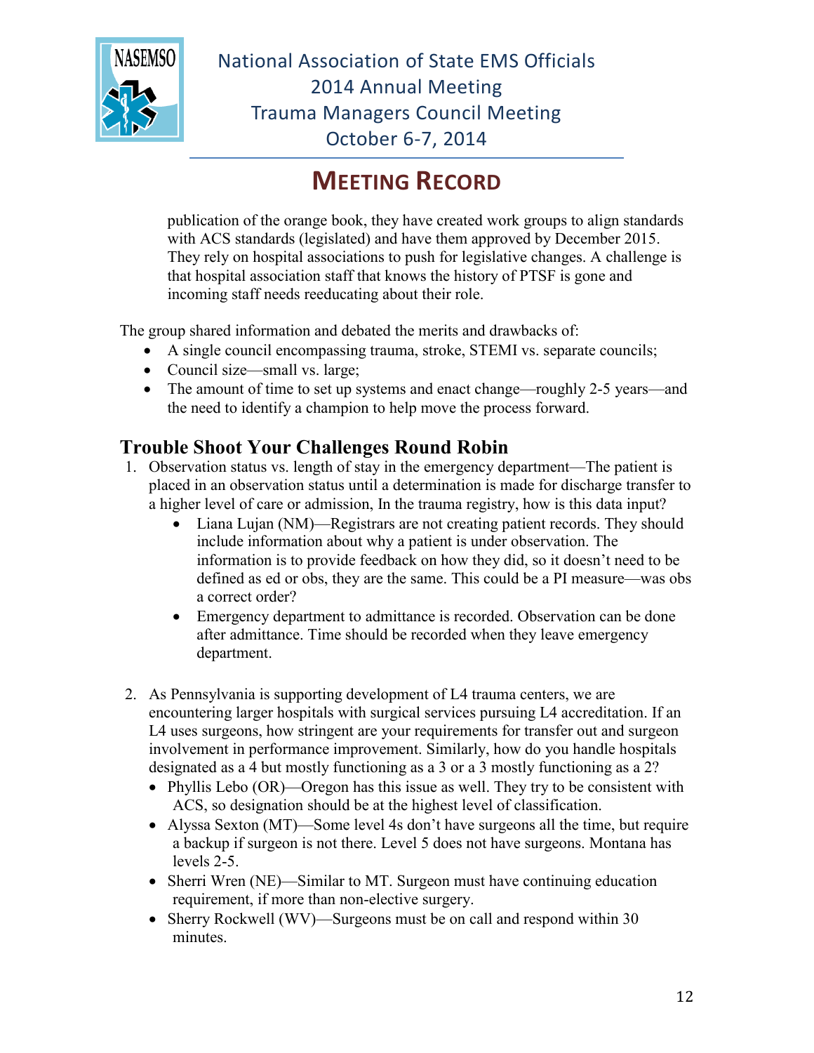publication of the orange book, they have created work groups to align standards with ACS standards (legislated) and have them approved by December 2015. They rely on hospital associations to push for legislative changes. A challenge is that hospital association staff that knows the history of PTSF is gone and incoming staff needs reeducating about their role.

The group shared information and debated the merits and drawbacks of:

- A single council encompassing trauma, stroke, STEMI vs. separate councils;
- Council size—small vs. large;
- The amount of time to set up systems and enact change—roughly 2-5 years—and the need to identify a champion to help move the process forward.

## Trouble Shoot Your Challenges Round Robin

1. Observation status vs. length of stay in the emergency department—The patient is placed in an observation status until a determination is made for discharge transfer to a higher level of care or admission, In the trauma registry, how is this data input?
   - Liana Lujan (NM)—Registrars are not creating patient records. They should include information about why a patient is under observation. The information is to provide feedback on how they did, so it doesn't need to be defined as ed or obs, they are the same. This could be a PI measure—was obs a correct order?
   - Emergency department to admittance is recorded. Observation can be done after admittance. Time should be recorded when they leave emergency department.

2. As Pennsylvania is supporting development of L4 trauma centers, we are encountering larger hospitals with surgical services pursuing L4 accreditation. If an L4 uses surgeons, how stringent are your requirements for transfer out and surgeon involvement in performance improvement. Similarly, how do you handle hospitals designated as a 4 but mostly functioning as a 3 or a 3 mostly functioning as a 2?
   - Phyllis Lebo (OR)—Oregon has this issue as well. They try to be consistent with ACS, so designation should be at the highest level of classification.
   - Alyssa Sexton (MT)—Some level 4s don't have surgeons all the time, but require a backup if surgeon is not there. Level 5 does not have surgeons. Montana has levels 2-5.
   - Sherri Wren (NE)—Similar to MT. Surgeon must have continuing education requirement, if more than non-elective surgery.
   - Sherry Rockwell (WV)—Surgeons must be on call and respond within 30 minutes.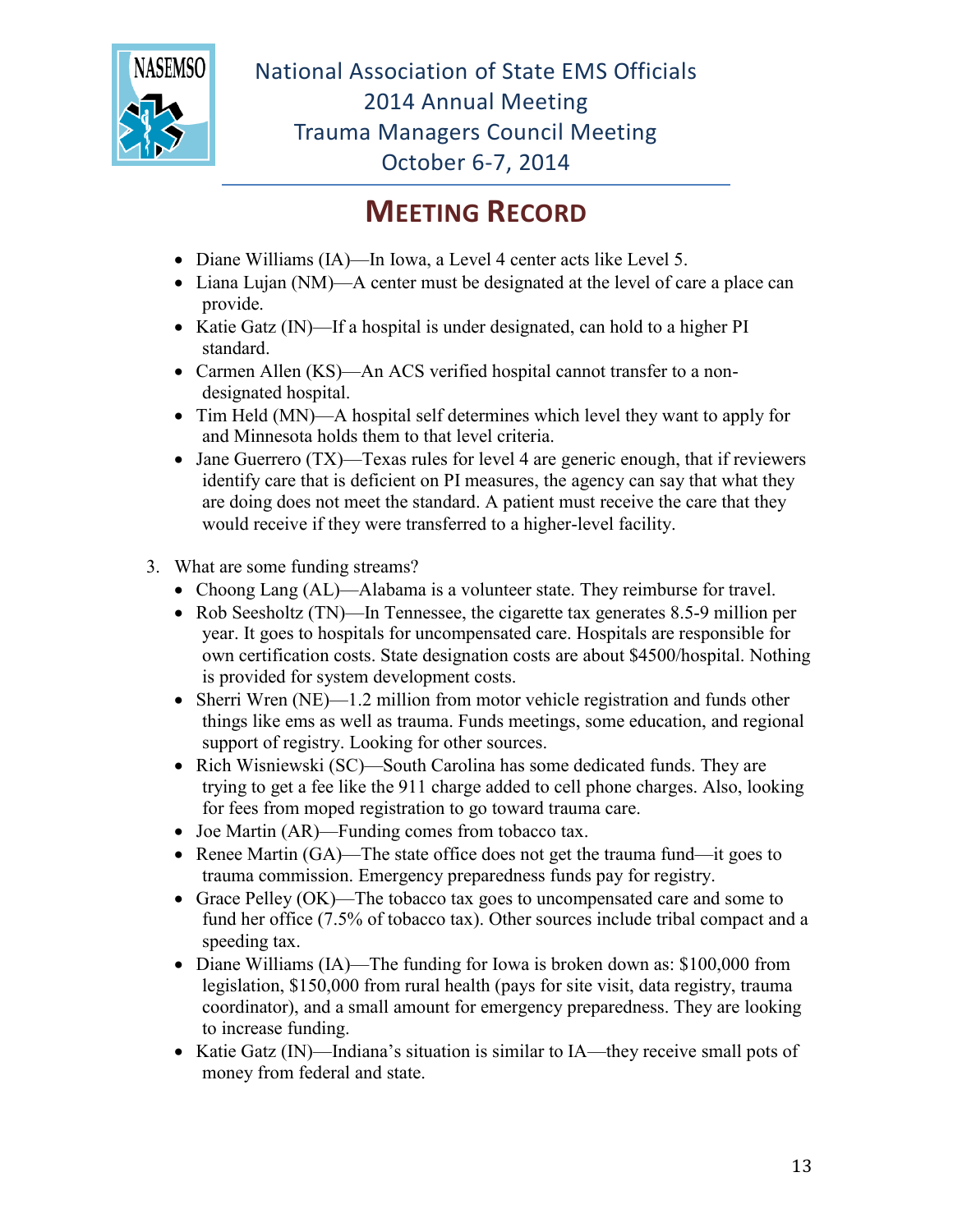- Diane Williams (IA)—In Iowa, a Level 4 center acts like Level 5.
- Liana Lujan (NM)—A center must be designated at the level of care a place can provide.
- Katie Gatz (IN)—If a hospital is under designated, can hold to a higher PI standard.
- Carmen Allen (KS)—An ACS verified hospital cannot transfer to a non-designated hospital.
- Tim Held (MN)—A hospital self determines which level they want to apply for and Minnesota holds them to that level criteria.
- Jane Guerrero (TX)—Texas rules for level 4 are generic enough, that if reviewers identify care that is deficient on PI measures, the agency can say that what they are doing does not meet the standard. A patient must receive the care that they would receive if they were transferred to a higher-level facility.

3. What are some funding streams?
   - Choong Lang (AL)—Alabama is a volunteer state. They reimburse for travel.
   - Rob Seesholtz (TN)—In Tennessee, the cigarette tax generates 8.5-9 million per year. It goes to hospitals for uncompensated care. Hospitals are responsible for own certification costs. State designation costs are about $4500/hospital. Nothing is provided for system development costs.
   - Sherri Wren (NE)—1.2 million from motor vehicle registration and funds other things like ems as well as trauma. Funds meetings, some education, and regional support of registry. Looking for other sources.
   - Rich Wisniewski (SC)—South Carolina has some dedicated funds. They are trying to get a fee like the 911 charge added to cell phone charges. Also, looking for fees from moped registration to go toward trauma care.
   - Joe Martin (AR)—Funding comes from tobacco tax.
   - Renee Martin (GA)—The state office does not get the trauma fund—it goes to trauma commission. Emergency preparedness funds pay for registry.
   - Grace Pelley (OK)—The tobacco tax goes to uncompensated care and some to fund her office (7.5% of tobacco tax). Other sources include tribal compact and a speeding tax.
   - Diane Williams (IA)—The funding for Iowa is broken down as: $100,000 from legislation, $150,000 from rural health (pays for site visit, data registry, trauma coordinator), and a small amount for emergency preparedness. They are looking to increase funding.
   - Katie Gatz (IN)—Indiana's situation is similar to IA—they receive small pots of money from federal and state.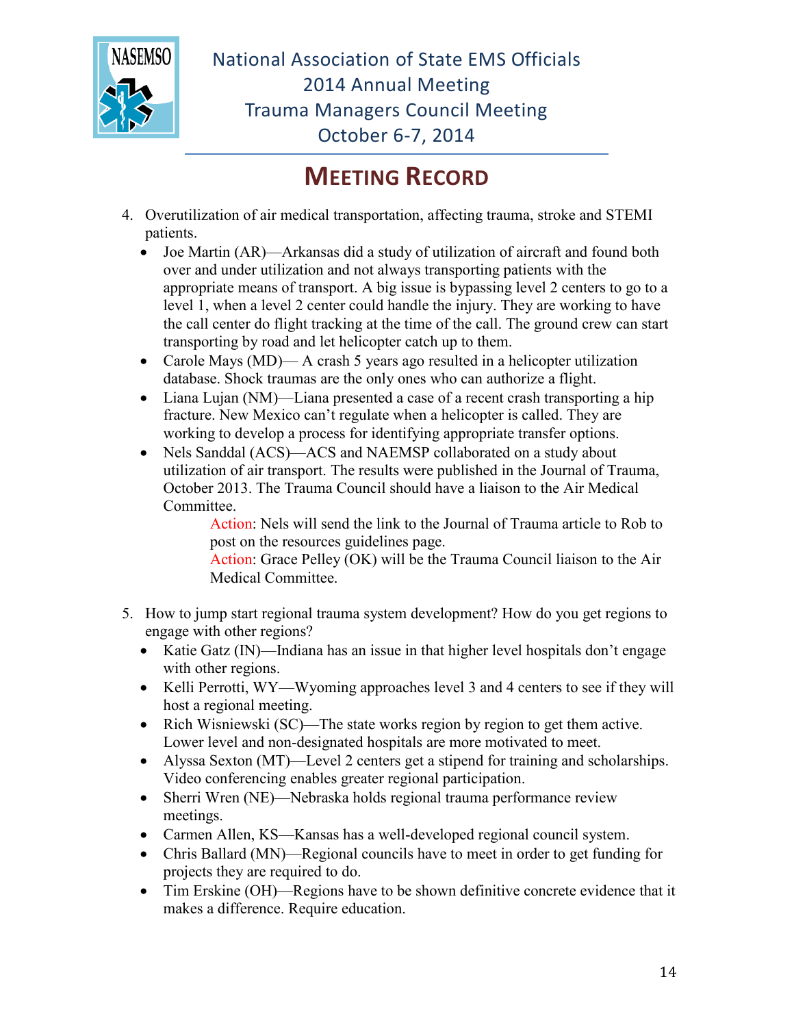4. Overutilization of air medical transportation, affecting trauma, stroke and STEMI patients.
   - Joe Martin (AR)—Arkansas did a study of utilization of aircraft and found both over and under utilization and not always transporting patients with the appropriate means of transport. A big issue is bypassing level 2 centers to go to a level 1, when a level 2 center could handle the injury. They are working to have the call center do flight tracking at the time of the call. The ground crew can start transporting by road and let helicopter catch up to them.
   - Carole Mays (MD)— A crash 5 years ago resulted in a helicopter utilization database. Shock traumas are the only ones who can authorize a flight.
   - Liana Lujan (NM)—Liana presented a case of a recent crash transporting a hip fracture. New Mexico can't regulate when a helicopter is called. They are working to develop a process for identifying appropriate transfer options.
   - Nels Sanddal (ACS)—ACS and NAEMSP collaborated on a study about utilization of air transport. The results were published in the Journal of Trauma, October 2013. The Trauma Council should have a liaison to the Air Medical Committee.

     Action: Nels will send the link to the Journal of Trauma article to Rob to post on the resources guidelines page.
     Action: Grace Pelley (OK) will be the Trauma Council liaison to the Air Medical Committee.

5. How to jump start regional trauma system development? How do you get regions to engage with other regions?
   - Katie Gatz (IN)—Indiana has an issue in that higher level hospitals don't engage with other regions.
   - Kelli Perrotti, WY—Wyoming approaches level 3 and 4 centers to see if they will host a regional meeting.
   - Rich Wisniewski (SC)—The state works region by region to get them active. Lower level and non-designated hospitals are more motivated to meet.
   - Alyssa Sexton (MT)—Level 2 centers get a stipend for training and scholarships. Video conferencing enables greater regional participation.
   - Sherri Wren (NE)—Nebraska holds regional trauma performance review meetings.
   - Carmen Allen, KS—Kansas has a well-developed regional council system.
   - Chris Ballard (MN)—Regional councils have to meet in order to get funding for projects they are required to do.
   - Tim Erskine (OH)—Regions have to be shown definitive concrete evidence that it makes a difference. Require education.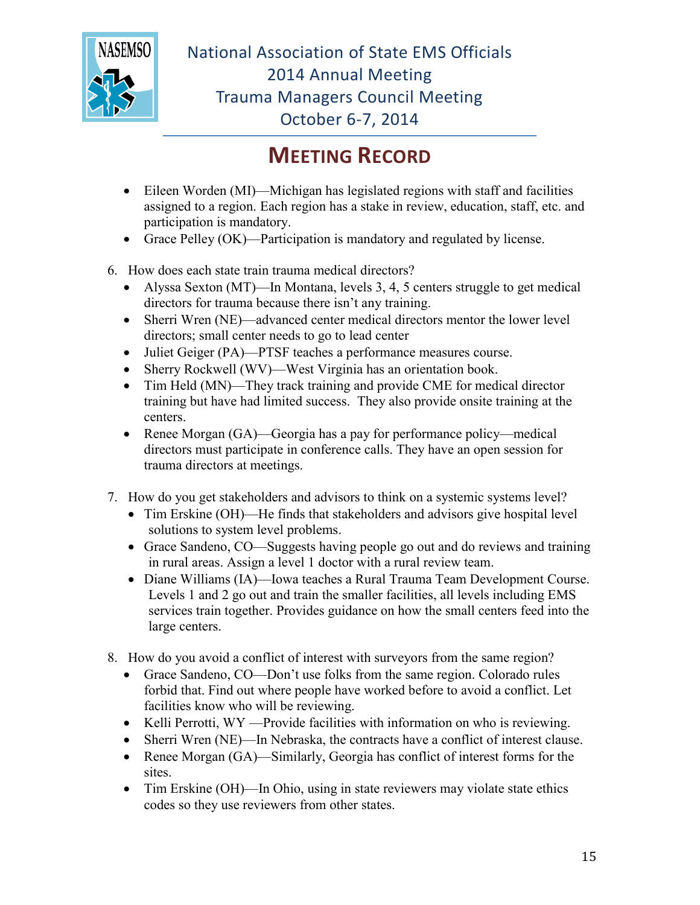- Eileen Worden (MI)—Michigan has legislated regions with staff and facilities assigned to a region. Each region has a stake in review, education, staff, etc. and participation is mandatory.
- Grace Pelley (OK)—Participation is mandatory and regulated by license.

6. How does each state train trauma medical directors?
   - Alyssa Sexton (MT)—In Montana, levels 3, 4, 5 centers struggle to get medical directors for trauma because there isn't any training.
   - Sherri Wren (NE)—advanced center medical directors mentor the lower level directors; small center needs to go to lead center
   - Juliet Geiger (PA)—PTSF teaches a performance measures course.
   - Sherry Rockwell (WV)—West Virginia has an orientation book.
   - Tim Held (MN)—They track training and provide CME for medical director training but have had limited success. They also provide onsite training at the centers.
   - Renee Morgan (GA)—Georgia has a pay for performance policy—medical directors must participate in conference calls. They have an open session for trauma directors at meetings.

7. How do you get stakeholders and advisors to think on a systemic systems level?
   - Tim Erskine (OH)—He finds that stakeholders and advisors give hospital level solutions to system level problems.
   - Grace Sandeno, CO—Suggests having people go out and do reviews and training in rural areas. Assign a level 1 doctor with a rural review team.
   - Diane Williams (IA)—Iowa teaches a Rural Trauma Team Development Course. Levels 1 and 2 go out and train the smaller facilities, all levels including EMS services train together. Provides guidance on how the small centers feed into the large centers.

8. How do you avoid a conflict of interest with surveyors from the same region?
   - Grace Sandeno, CO—Don't use folks from the same region. Colorado rules forbid that. Find out where people have worked before to avoid a conflict. Let facilities know who will be reviewing.
   - Kelli Perrotti, WY —Provide facilities with information on who is reviewing.
   - Sherri Wren (NE)—In Nebraska, the contracts have a conflict of interest clause.
   - Renee Morgan (GA)—Similarly, Georgia has conflict of interest forms for the sites.
   - Tim Erskine (OH)—In Ohio, using in state reviewers may violate state ethics codes so they use reviewers from other states.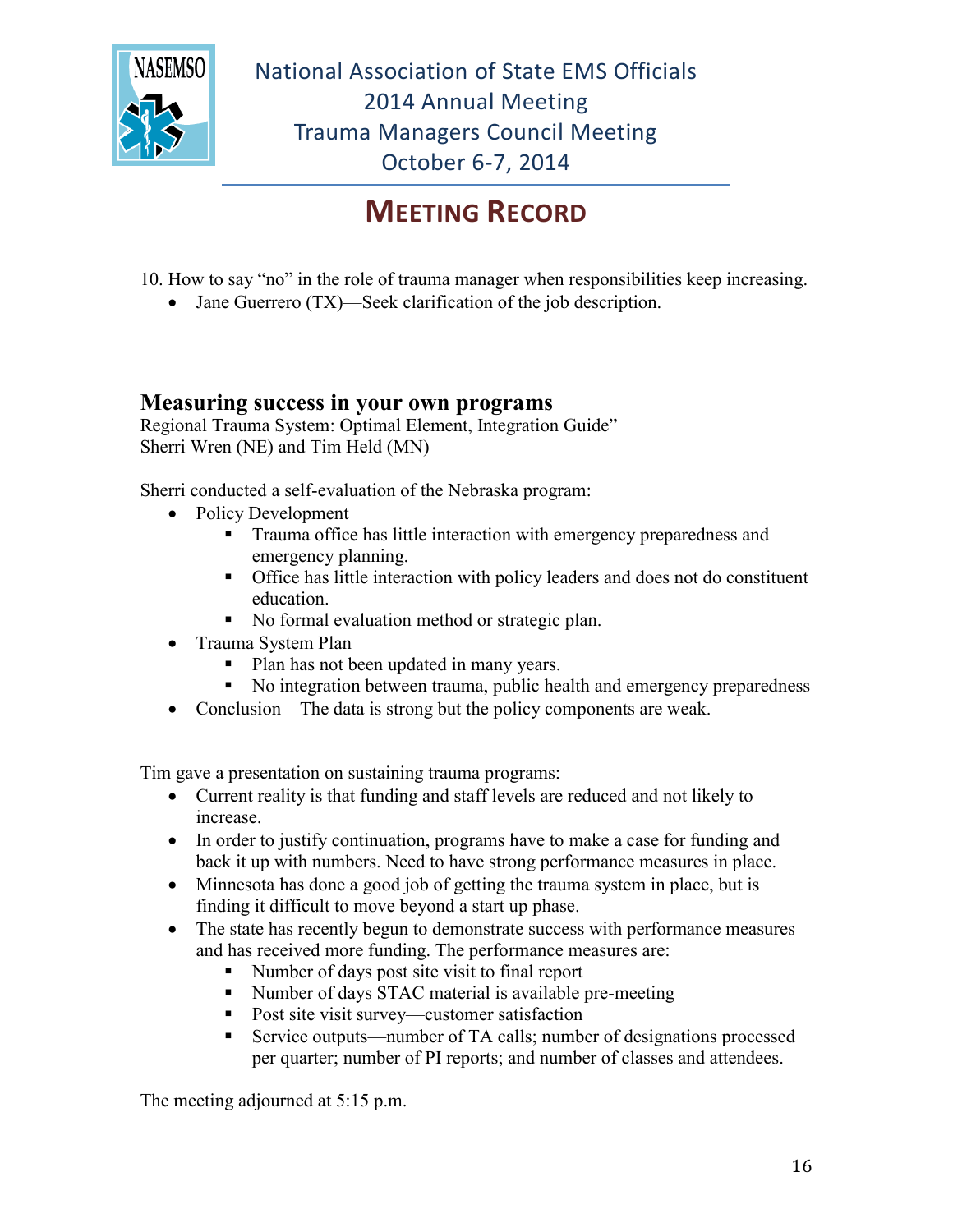10. How to say "no" in the role of trauma manager when responsibilities keep increasing.
    - Jane Guerrero (TX)—Seek clarification of the job description.

## Measuring success in your own programs

Regional Trauma System: Optimal Element, Integration Guide"
Sherri Wren (NE) and Tim Held (MN)

Sherri conducted a self-evaluation of the Nebraska program:

- Policy Development
    - Trauma office has little interaction with emergency preparedness and emergency planning.
    - Office has little interaction with policy leaders and does not do constituent education.
    - No formal evaluation method or strategic plan.
- Trauma System Plan
    - Plan has not been updated in many years.
    - No integration between trauma, public health and emergency preparedness
- Conclusion—The data is strong but the policy components are weak.

Tim gave a presentation on sustaining trauma programs:

- Current reality is that funding and staff levels are reduced and not likely to increase.
- In order to justify continuation, programs have to make a case for funding and back it up with numbers. Need to have strong performance measures in place.
- Minnesota has done a good job of getting the trauma system in place, but is finding it difficult to move beyond a start up phase.
- The state has recently begun to demonstrate success with performance measures and has received more funding. The performance measures are:
    - Number of days post site visit to final report
    - Number of days STAC material is available pre-meeting
    - Post site visit survey—customer satisfaction
    - Service outputs—number of TA calls; number of designations processed per quarter; number of PI reports; and number of classes and attendees.

The meeting adjourned at 5:15 p.m.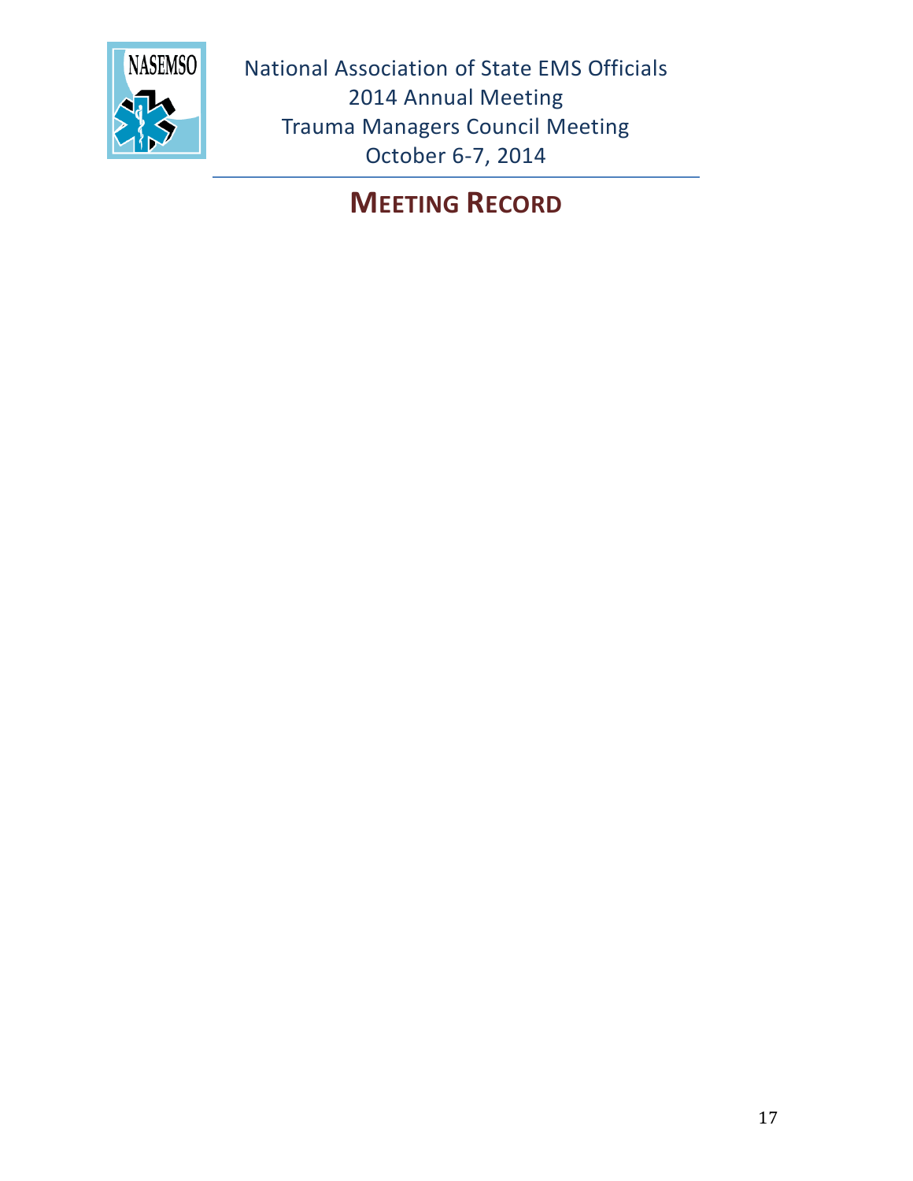National Association of State EMS Officials

2014 Annual Meeting

Trauma Managers Council Meeting

October 6-7, 2014

# MEETING RECORD